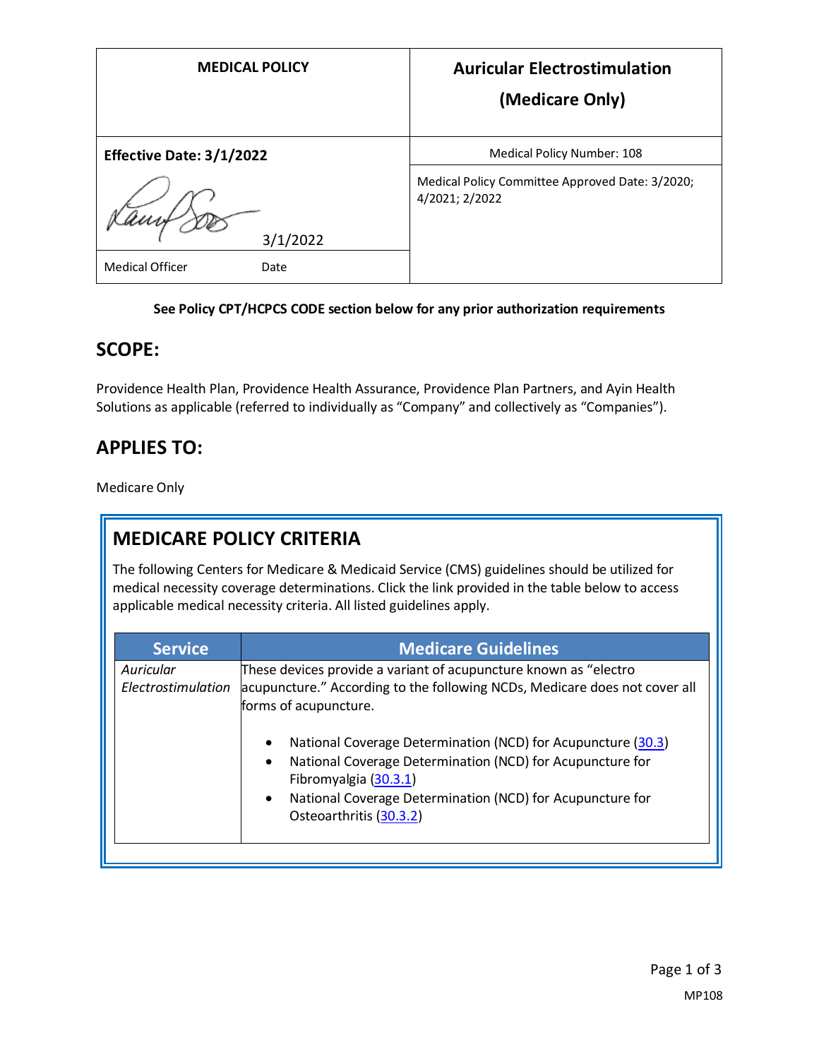| MEDICAL POLICY | Auricular Electrostimulation (Medicare Only) |
|---|---|
| **Effective Date: 3/1/2022** | Medical Policy Number: 108 |
| 3/1/2022<br>Medical Officer Date | Medical Policy Committee Approved Date: 3/2020; 4/2021; 2/2022 |

**See Policy CPT/HCPCS CODE section below for any prior authorization requirements**

## SCOPE:

Providence Health Plan, Providence Health Assurance, Providence Plan Partners, and Ayin Health Solutions as applicable (referred to individually as "Company" and collectively as "Companies").

## APPLIES TO:

Medicare Only

## MEDICARE POLICY CRITERIA

The following Centers for Medicare & Medicaid Service (CMS) guidelines should be utilized for medical necessity coverage determinations. Click the link provided in the table below to access applicable medical necessity criteria. All listed guidelines apply.

| Service | Medicare Guidelines |
|---|---|
| *Auricular Electrostimulation* | These devices provide a variant of acupuncture known as "electro acupuncture." According to the following NCDs, Medicare does not cover all forms of acupuncture.<br><br>• National Coverage Determination (NCD) for Acupuncture (30.3)<br>• National Coverage Determination (NCD) for Acupuncture for Fibromyalgia (30.3.1)<br>• National Coverage Determination (NCD) for Acupuncture for Osteoarthritis (30.3.2) |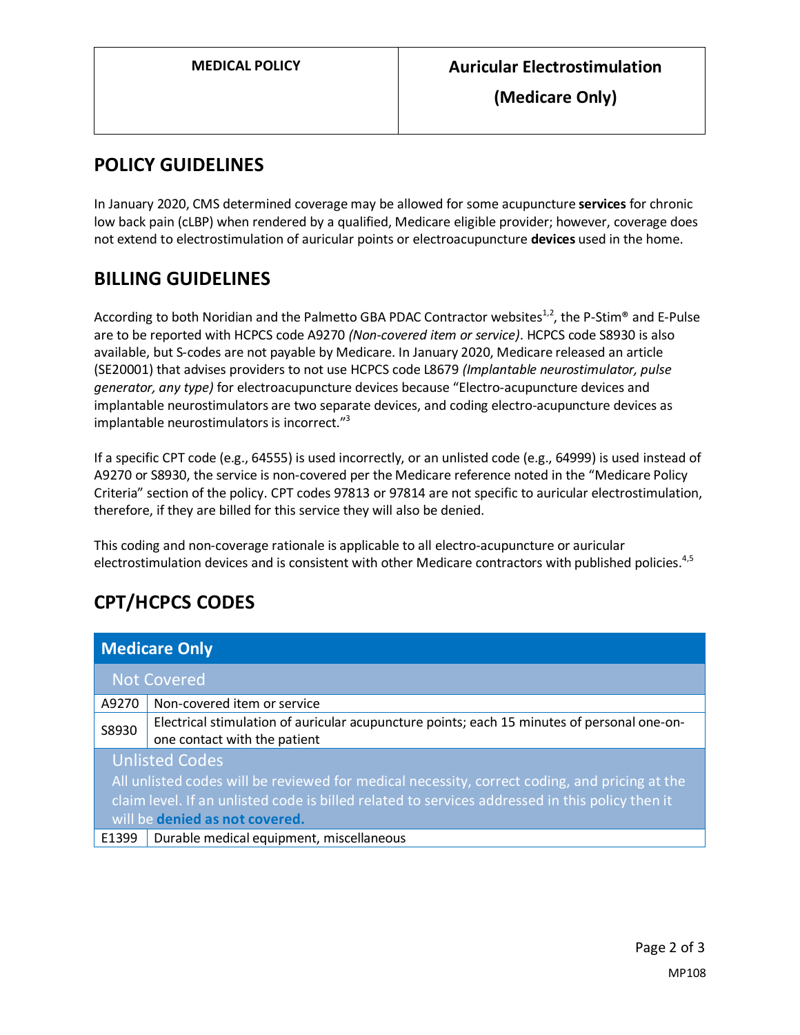## POLICY GUIDELINES

In January 2020, CMS determined coverage may be allowed for some acupuncture **services** for chronic low back pain (cLBP) when rendered by a qualified, Medicare eligible provider; however, coverage does not extend to electrostimulation of auricular points or electroacupuncture **devices** used in the home.

## BILLING GUIDELINES

According to both Noridian and the Palmetto GBA PDAC Contractor websites[1,2], the P-Stim® and E-Pulse are to be reported with HCPCS code A9270 *(Non-covered item or service)*. HCPCS code S8930 is also available, but S-codes are not payable by Medicare. In January 2020, Medicare released an article (SE20001) that advises providers to not use HCPCS code L8679 *(Implantable neurostimulator, pulse generator, any type)* for electroacupuncture devices because "Electro-acupuncture devices and implantable neurostimulators are two separate devices, and coding electro-acupuncture devices as implantable neurostimulators is incorrect."[3]

If a specific CPT code (e.g., 64555) is used incorrectly, or an unlisted code (e.g., 64999) is used instead of A9270 or S8930, the service is non-covered per the Medicare reference noted in the "Medicare Policy Criteria" section of the policy. CPT codes 97813 or 97814 are not specific to auricular electrostimulation, therefore, if they are billed for this service they will also be denied.

This coding and non-coverage rationale is applicable to all electro-acupuncture or auricular electrostimulation devices and is consistent with other Medicare contractors with published policies.[4,5]

## CPT/HCPCS CODES

| Medicare Only | |
|---|---|
| **Not Covered** | |
| A9270 | Non-covered item or service |
| S8930 | Electrical stimulation of auricular acupuncture points; each 15 minutes of personal one-on-one contact with the patient |
| **Unlisted Codes**<br>All unlisted codes will be reviewed for medical necessity, correct coding, and pricing at the claim level. If an unlisted code is billed related to services addressed in this policy then it will be **denied as not covered.** | |
| E1399 | Durable medical equipment, miscellaneous |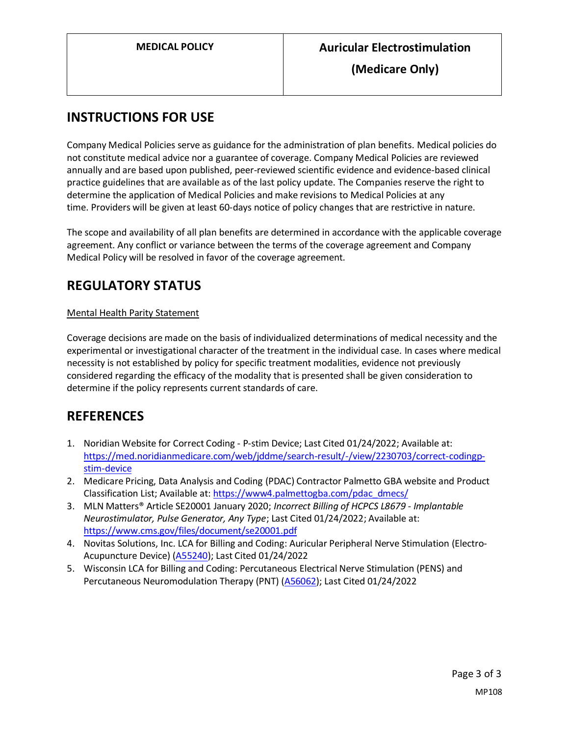| MEDICAL POLICY | Auricular Electrostimulation (Medicare Only) |
|---|---|

## INSTRUCTIONS FOR USE

Company Medical Policies serve as guidance for the administration of plan benefits. Medical policies do not constitute medical advice nor a guarantee of coverage. Company Medical Policies are reviewed annually and are based upon published, peer-reviewed scientific evidence and evidence-based clinical practice guidelines that are available as of the last policy update. The Companies reserve the right to determine the application of Medical Policies and make revisions to Medical Policies at any time. Providers will be given at least 60-days notice of policy changes that are restrictive in nature.

The scope and availability of all plan benefits are determined in accordance with the applicable coverage agreement. Any conflict or variance between the terms of the coverage agreement and Company Medical Policy will be resolved in favor of the coverage agreement.

## REGULATORY STATUS

Mental Health Parity Statement

Coverage decisions are made on the basis of individualized determinations of medical necessity and the experimental or investigational character of the treatment in the individual case. In cases where medical necessity is not established by policy for specific treatment modalities, evidence not previously considered regarding the efficacy of the modality that is presented shall be given consideration to determine if the policy represents current standards of care.

## REFERENCES

1. Noridian Website for Correct Coding - P-stim Device; Last Cited 01/24/2022; Available at: https://med.noridianmedicare.com/web/jddme/search-result/-/view/2230703/correct-codingp-stim-device
2. Medicare Pricing, Data Analysis and Coding (PDAC) Contractor Palmetto GBA website and Product Classification List; Available at: https://www4.palmettogba.com/pdac_dmecs/
3. MLN Matters® Article SE20001 January 2020; *Incorrect Billing of HCPCS L8679 - Implantable Neurostimulator, Pulse Generator, Any Type*; Last Cited 01/24/2022; Available at: https://www.cms.gov/files/document/se20001.pdf
4. Novitas Solutions, Inc. LCA for Billing and Coding: Auricular Peripheral Nerve Stimulation (Electro-Acupuncture Device) (A55240); Last Cited 01/24/2022
5. Wisconsin LCA for Billing and Coding: Percutaneous Electrical Nerve Stimulation (PENS) and Percutaneous Neuromodulation Therapy (PNT) (A56062); Last Cited 01/24/2022